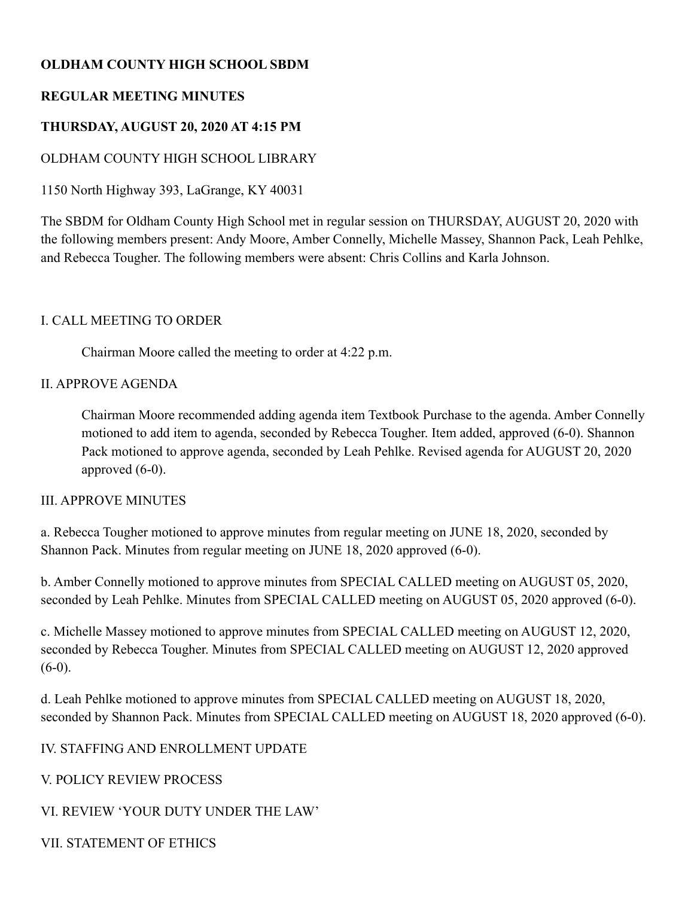**OLDHAM COUNTY HIGH SCHOOL SBDM**

**REGULAR MEETING MINUTES**

**THURSDAY, AUGUST 20, 2020 AT 4:15 PM**

OLDHAM COUNTY HIGH SCHOOL LIBRARY

1150 North Highway 393, LaGrange, KY 40031

The SBDM for Oldham County High School met in regular session on THURSDAY, AUGUST 20, 2020 with the following members present: Andy Moore, Amber Connelly, Michelle Massey, Shannon Pack, Leah Pehlke, and Rebecca Tougher. The following members were absent: Chris Collins and Karla Johnson.

I. CALL MEETING TO ORDER

Chairman Moore called the meeting to order at 4:22 p.m.

II. APPROVE AGENDA

Chairman Moore recommended adding agenda item Textbook Purchase to the agenda. Amber Connelly motioned to add item to agenda, seconded by Rebecca Tougher. Item added, approved (6-0). Shannon Pack motioned to approve agenda, seconded by Leah Pehlke. Revised agenda for AUGUST 20, 2020 approved (6-0).

III. APPROVE MINUTES

a. Rebecca Tougher motioned to approve minutes from regular meeting on JUNE 18, 2020, seconded by Shannon Pack. Minutes from regular meeting on JUNE 18, 2020 approved (6-0).

b. Amber Connelly motioned to approve minutes from SPECIAL CALLED meeting on AUGUST 05, 2020, seconded by Leah Pehlke. Minutes from SPECIAL CALLED meeting on AUGUST 05, 2020 approved (6-0).

c. Michelle Massey motioned to approve minutes from SPECIAL CALLED meeting on AUGUST 12, 2020, seconded by Rebecca Tougher. Minutes from SPECIAL CALLED meeting on AUGUST 12, 2020 approved (6-0).

d. Leah Pehlke motioned to approve minutes from SPECIAL CALLED meeting on AUGUST 18, 2020, seconded by Shannon Pack. Minutes from SPECIAL CALLED meeting on AUGUST 18, 2020 approved (6-0).

IV. STAFFING AND ENROLLMENT UPDATE

V. POLICY REVIEW PROCESS

VI. REVIEW 'YOUR DUTY UNDER THE LAW'

VII. STATEMENT OF ETHICS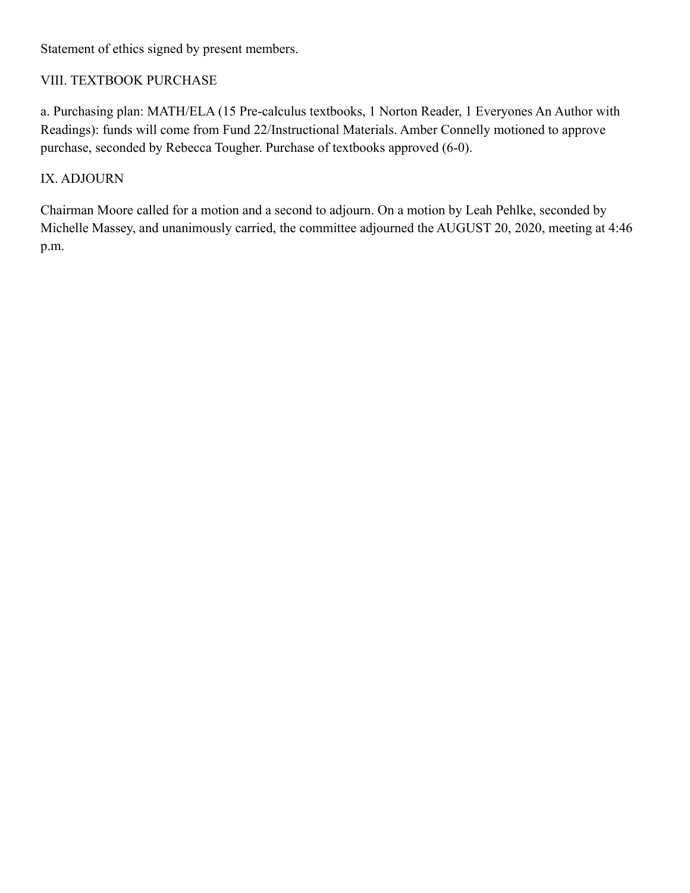Statement of ethics signed by present members.

## VIII. TEXTBOOK PURCHASE

a. Purchasing plan: MATH/ELA (15 Pre-calculus textbooks, 1 Norton Reader, 1 Everyones An Author with Readings): funds will come from Fund 22/Instructional Materials. Amber Connelly motioned to approve purchase, seconded by Rebecca Tougher. Purchase of textbooks approved (6-0).

## IX. ADJOURN

Chairman Moore called for a motion and a second to adjourn. On a motion by Leah Pehlke, seconded by Michelle Massey, and unanimously carried, the committee adjourned the AUGUST 20, 2020, meeting at 4:46 p.m.